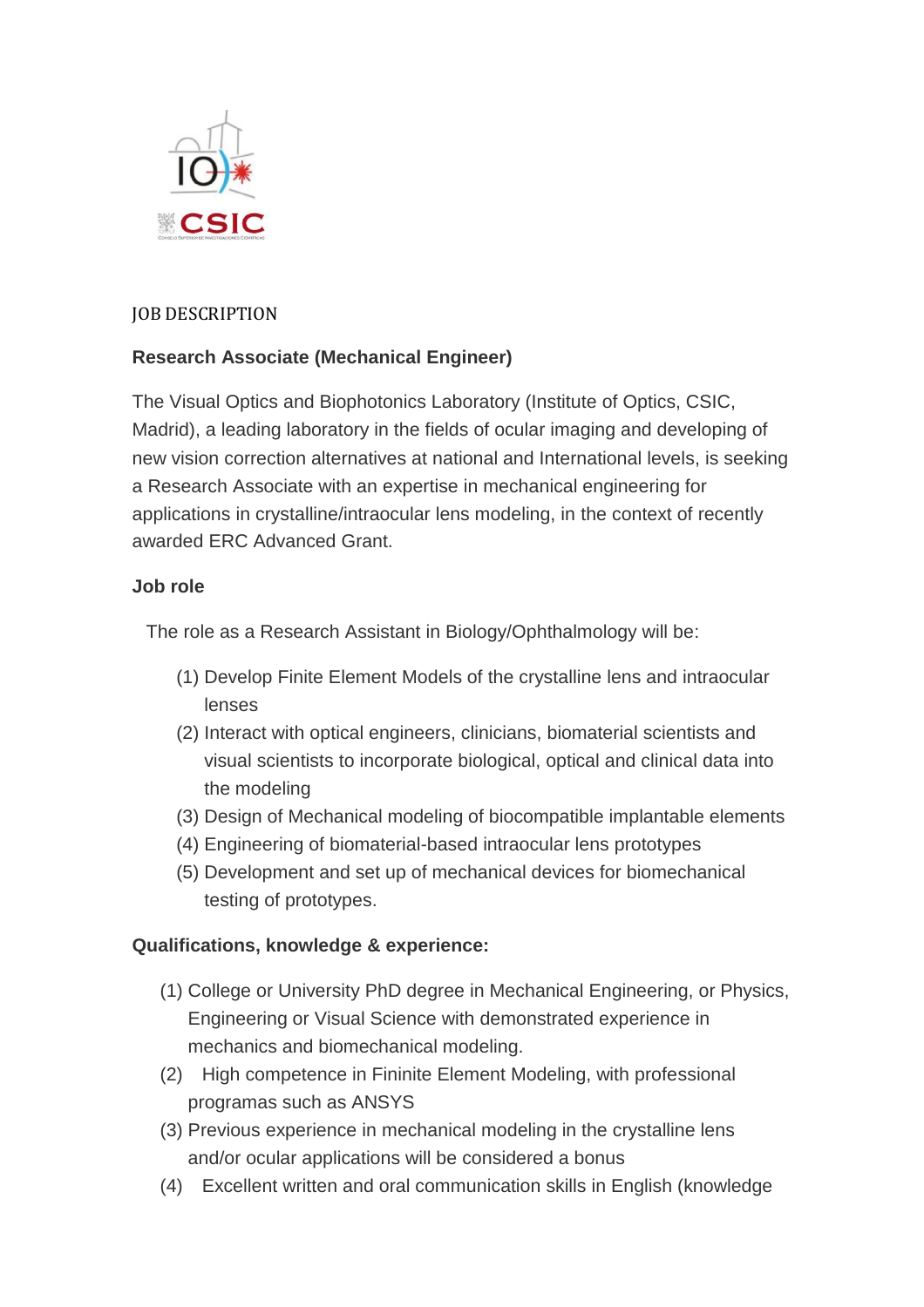JOB DESCRIPTION

**Research Associate (Mechanical Engineer)**

The Visual Optics and Biophotonics Laboratory (Institute of Optics, CSIC, Madrid), a leading laboratory in the fields of ocular imaging and developing of new vision correction alternatives at national and International levels, is seeking a Research Associate with an expertise in mechanical engineering for applications in crystalline/intraocular lens modeling, in the context of recently awarded ERC Advanced Grant.

**Job role**

The role as a Research Assistant in Biology/Ophthalmology will be:

(1) Develop Finite Element Models of the crystalline lens and intraocular lenses
(2) Interact with optical engineers, clinicians, biomaterial scientists and visual scientists to incorporate biological, optical and clinical data into the modeling
(3) Design of Mechanical modeling of biocompatible implantable elements
(4) Engineering of biomaterial-based intraocular lens prototypes
(5) Development and set up of mechanical devices for biomechanical testing of prototypes.

**Qualifications, knowledge & experience:**

(1) College or University PhD degree in Mechanical Engineering, or Physics, Engineering or Visual Science with demonstrated experience in mechanics and biomechanical modeling.
(2) High competence in Fininite Element Modeling, with professional programas such as ANSYS
(3) Previous experience in mechanical modeling in the crystalline lens and/or ocular applications will be considered a bonus
(4) Excellent written and oral communication skills in English (knowledge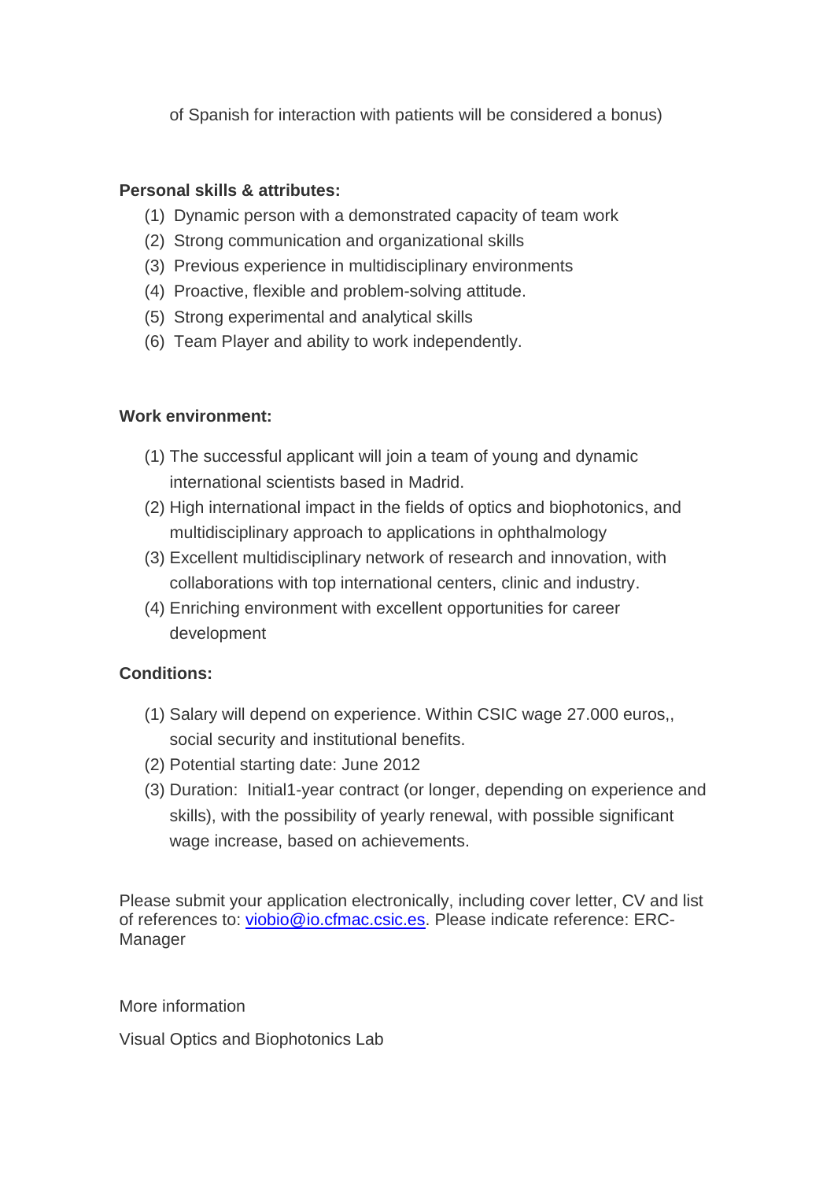of Spanish for interaction with patients will be considered a bonus)

**Personal skills & attributes:**

(1) Dynamic person with a demonstrated capacity of team work
(2) Strong communication and organizational skills
(3) Previous experience in multidisciplinary environments
(4) Proactive, flexible and problem-solving attitude.
(5) Strong experimental and analytical skills
(6) Team Player and ability to work independently.

**Work environment:**

(1) The successful applicant will join a team of young and dynamic international scientists based in Madrid.
(2) High international impact in the fields of optics and biophotonics, and multidisciplinary approach to applications in ophthalmology
(3) Excellent multidisciplinary network of research and innovation, with collaborations with top international centers, clinic and industry.
(4) Enriching environment with excellent opportunities for career development

**Conditions:**

(1) Salary will depend on experience. Within CSIC wage 27.000 euros,, social security and institutional benefits.
(2) Potential starting date: June 2012
(3) Duration: Initial1-year contract (or longer, depending on experience and skills), with the possibility of yearly renewal, with possible significant wage increase, based on achievements.

Please submit your application electronically, including cover letter, CV and list of references to: viobio@io.cfmac.csic.es. Please indicate reference: ERC-Manager

More information

Visual Optics and Biophotonics Lab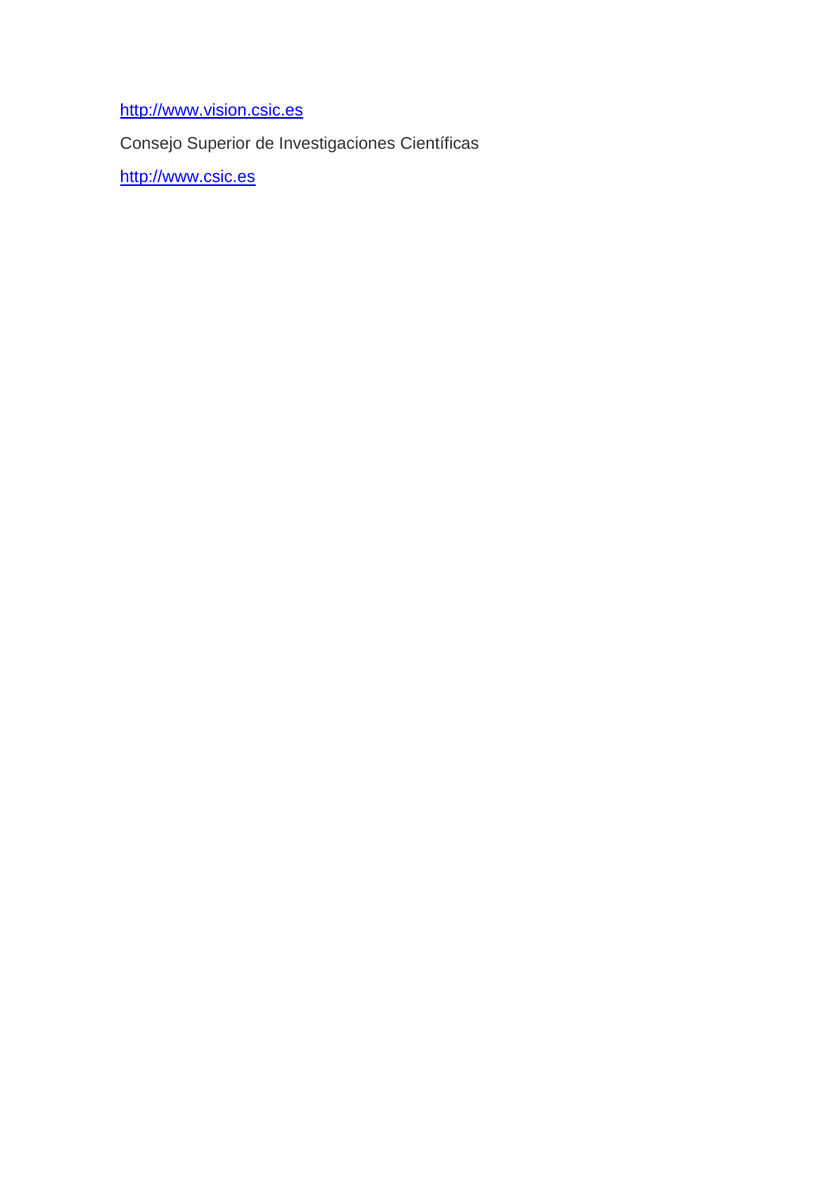http://www.vision.csic.es

Consejo Superior de Investigaciones Científicas

http://www.csic.es